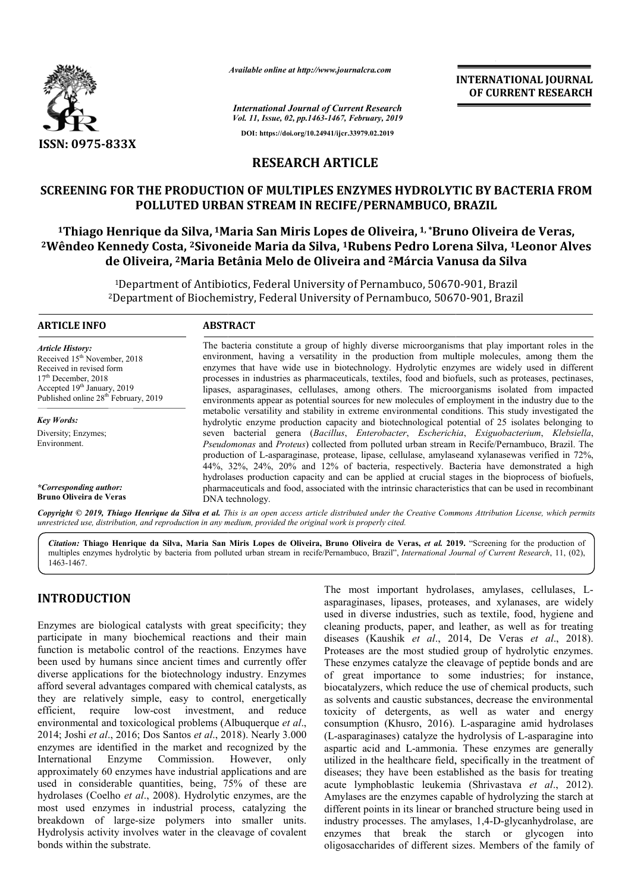*Available online at http://www.journalcra.com*

*International Journal of Current Research*
*Vol. 11, Issue, 02, pp.1463-1467, February, 2019*

**DOI: https://doi.org/10.24941/ijcr.33979.02.2019**

ISSN: 0975-833X

INTERNATIONAL JOURNAL OF CURRENT RESEARCH

## RESEARCH ARTICLE

# SCREENING FOR THE PRODUCTION OF MULTIPLES ENZYMES HYDROLYTIC BY BACTERIA FROM POLLUTED URBAN STREAM IN RECIFE/PERNAMBUCO, BRAZIL

**[1]Thiago Henrique da Silva, [1]Maria San Miris Lopes de Oliveira, [1, *]Bruno Oliveira de Veras, [2]Wêndeo Kennedy Costa, [2]Sivoneide Maria da Silva, [1]Rubens Pedro Lorena Silva, [1]Leonor Alves de Oliveira, [2]Maria Betânia Melo de Oliveira and [2]Márcia Vanusa da Silva**

[1]Department of Antibiotics, Federal University of Pernambuco, 50670-901, Brazil
[2]Department of Biochemistry, Federal University of Pernambuco, 50670-901, Brazil

### ARTICLE INFO

*Article History:*
Received 15th November, 2018
Received in revised form
17th December, 2018
Accepted 19th January, 2019
Published online 28th February, 2019

*Key Words:*
Diversity; Enzymes; Environment.

**\*Corresponding author:**
**Bruno Oliveira de Veras**

### ABSTRACT

The bacteria constitute a group of highly diverse microorganisms that play important roles in the environment, having a versatility in the production from multiple molecules, among them the enzymes that have wide use in biotechnology. Hydrolytic enzymes are widely used in different processes in industries as pharmaceuticals, textiles, food and biofuels, such as proteases, pectinases, lipases, asparaginases, cellulases, among others. The microorganisms isolated from impacted environments appear as potential sources for new molecules of employment in the industry due to the metabolic versatility and stability in extreme environmental conditions. This study investigated the hydrolytic enzyme production capacity and biotechnological potential of 25 isolates belonging to seven bacterial genera (*Bacillus*, *Enterobacter*, *Escherichia*, *Exiguobacterium*, *Klebsiella*, *Pseudomonas* and *Proteus*) collected from polluted urban stream in Recife/Pernambuco, Brazil. The production of L-asparaginase, protease, lipase, cellulase, amylaseand xylanasewas verified in 72%, 44%, 32%, 24%, 20% and 12% of bacteria, respectively. Bacteria have demonstrated a high hydrolases production capacity and can be applied at crucial stages in the bioprocess of biofuels, pharmaceuticals and food, associated with the intrinsic characteristics that can be used in recombinant DNA technology.

*Copyright © 2019, Thiago Henrique da Silva et al. This is an open access article distributed under the Creative Commons Attribution License, which permits unrestricted use, distribution, and reproduction in any medium, provided the original work is properly cited.*

**Citation: Thiago Henrique da Silva, Maria San Miris Lopes de Oliveira, Bruno Oliveira de Veras, *et al.* 2019.** "Screening for the production of multiples enzymes hydrolytic by bacteria from polluted urban stream in recife/Pernambuco, Brazil", *International Journal of Current Research*, 11, (02), 1463-1467.

## INTRODUCTION

Enzymes are biological catalysts with great specificity; they participate in many biochemical reactions and their main function is metabolic control of the reactions. Enzymes have been used by humans since ancient times and currently offer diverse applications for the biotechnology industry. Enzymes afford several advantages compared with chemical catalysts, as they are relatively simple, easy to control, energetically efficient, require low-cost investment, and reduce environmental and toxicological problems (Albuquerque *et al*., 2014; Joshi *et al*., 2016; Dos Santos *et al*., 2018). Nearly 3.000 enzymes are identified in the market and recognized by the International Enzyme Commission. However, only approximately 60 enzymes have industrial applications and are used in considerable quantities, being, 75% of these are hydrolases (Coelho *et al*., 2008). Hydrolytic enzymes, are the most used enzymes in industrial process, catalyzing the breakdown of large-size polymers into smaller units. Hydrolysis activity involves water in the cleavage of covalent bonds within the substrate.

The most important hydrolases, amylases, cellulases, L-asparaginases, lipases, proteases, and xylanases, are widely used in diverse industries, such as textile, food, hygiene and cleaning products, paper, and leather, as well as for treating diseases (Kaushik *et al*., 2014, De Veras *et al*., 2018). Proteases are the most studied group of hydrolytic enzymes. These enzymes catalyze the cleavage of peptide bonds and are of great importance to some industries; for instance, biocatalyzers, which reduce the use of chemical products, such as solvents and caustic substances, decrease the environmental toxicity of detergents, as well as water and energy consumption (Khusro, 2016). L-asparagine amid hydrolases (L-asparaginases) catalyze the hydrolysis of L-asparagine into aspartic acid and L-ammonia. These enzymes are generally utilized in the healthcare field, specifically in the treatment of diseases; they have been established as the basis for treating acute lymphoblastic leukemia (Shrivastava *et al*., 2012). Amylases are the enzymes capable of hydrolyzing the starch at different points in its linear or branched structure being used in industry processes. The amylases, 1,4-D-glycanhydrolase, are enzymes that break the starch or glycogen into oligosaccharides of different sizes. Members of the family of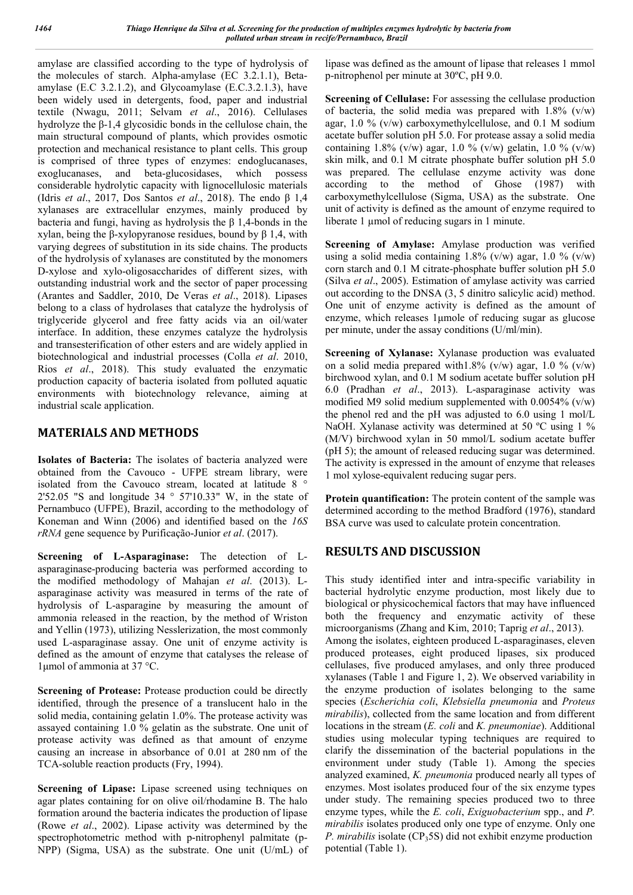amylase are classified according to the type of hydrolysis of the molecules of starch. Alpha-amylase (EC 3.2.1.1), Beta-amylase (E.C 3.2.1.2), and Glycoamylase (E.C.3.2.1.3), have been widely used in detergents, food, paper and industrial textile (Nwagu, 2011; Selvam *et al*., 2016). Cellulases hydrolyze the β-1,4 glycosidic bonds in the cellulose chain, the main structural compound of plants, which provides osmotic protection and mechanical resistance to plant cells. This group is comprised of three types of enzymes: endoglucanases, exoglucanases, and beta-glucosidases, which possess considerable hydrolytic capacity with lignocellulosic materials (Idris *et al*., 2017, Dos Santos *et al*., 2018). The endo β 1,4 xylanases are extracellular enzymes, mainly produced by bacteria and fungi, having as hydrolysis the β 1,4-bonds in the xylan, being the β-xylopyranose residues, bound by β 1,4, with varying degrees of substitution in its side chains. The products of the hydrolysis of xylanases are constituted by the monomers D-xylose and xylo-oligosaccharides of different sizes, with outstanding industrial work and the sector of paper processing (Arantes and Saddler, 2010, De Veras *et al*., 2018). Lipases belong to a class of hydrolases that catalyze the hydrolysis of triglyceride glycerol and free fatty acids via an oil/water interface. In addition, these enzymes catalyze the hydrolysis and transesterification of other esters and are widely applied in biotechnological and industrial processes (Colla *et al*. 2010, Rios *et al*., 2018). This study evaluated the enzymatic production capacity of bacteria isolated from polluted aquatic environments with biotechnology relevance, aiming at industrial scale application.

## MATERIALS AND METHODS

**Isolates of Bacteria:** The isolates of bacteria analyzed were obtained from the Cavouco - UFPE stream library, were isolated from the Cavouco stream, located at latitude 8 ° 2'52.05 "S and longitude 34 ° 57'10.33" W, in the state of Pernambuco (UFPE), Brazil, according to the methodology of Koneman and Winn (2006) and identified based on the *16S rRNA* gene sequence by Purificação-Junior *et al*. (2017).

**Screening of L-Asparaginase:** The detection of L-asparaginase-producing bacteria was performed according to the modified methodology of Mahajan *et al*. (2013). L-asparaginase activity was measured in terms of the rate of hydrolysis of L-asparagine by measuring the amount of ammonia released in the reaction, by the method of Wriston and Yellin (1973), utilizing Nesslerization, the most commonly used L-asparaginase assay. One unit of enzyme activity is defined as the amount of enzyme that catalyses the release of 1μmol of ammonia at 37 °C.

**Screening of Protease:** Protease production could be directly identified, through the presence of a translucent halo in the solid media, containing gelatin 1.0%. The protease activity was assayed containing 1.0 % gelatin as the substrate. One unit of protease activity was defined as that amount of enzyme causing an increase in absorbance of 0.01 at 280 nm of the TCA-soluble reaction products (Fry, 1994).

**Screening of Lipase:** Lipase screened using techniques on agar plates containing for on olive oil/rhodamine B. The halo formation around the bacteria indicates the production of lipase (Rowe *et al*., 2002). Lipase activity was determined by the spectrophotometric method with p-nitrophenyl palmitate (p-NPP) (Sigma, USA) as the substrate. One unit (U/mL) of lipase was defined as the amount of lipase that releases 1 mmol p-nitrophenol per minute at 30ºC, pH 9.0.

**Screening of Cellulase:** For assessing the cellulase production of bacteria, the solid media was prepared with 1.8% (v/w) agar, 1.0 % (v/w) carboxymethylcellulose, and 0.1 M sodium acetate buffer solution pH 5.0. For protease assay a solid media containing 1.8% (v/w) agar, 1.0 % (v/w) gelatin, 1.0 % (v/w) skin milk, and 0.1 M citrate phosphate buffer solution pH 5.0 was prepared. The cellulase enzyme activity was done according to the method of Ghose (1987) with carboxymethylcellulose (Sigma, USA) as the substrate. One unit of activity is defined as the amount of enzyme required to liberate 1 μmol of reducing sugars in 1 minute.

**Screening of Amylase:** Amylase production was verified using a solid media containing 1.8% (v/w) agar, 1.0 % (v/w) corn starch and 0.1 M citrate-phosphate buffer solution pH 5.0 (Silva *et al*., 2005). Estimation of amylase activity was carried out according to the DNSA (3, 5 dinitro salicylic acid) method. One unit of enzyme activity is defined as the amount of enzyme, which releases 1μmole of reducing sugar as glucose per minute, under the assay conditions (U/ml/min).

**Screening of Xylanase:** Xylanase production was evaluated on a solid media prepared with1.8% (v/w) agar, 1.0 % (v/w) birchwood xylan, and 0.1 M sodium acetate buffer solution pH 6.0 (Pradhan *et al*., 2013). L-asparaginase activity was modified M9 solid medium supplemented with 0.0054% (v/w) the phenol red and the pH was adjusted to 6.0 using 1 mol/L NaOH. Xylanase activity was determined at 50 ºC using 1 % (M/V) birchwood xylan in 50 mmol/L sodium acetate buffer (pH 5); the amount of released reducing sugar was determined. The activity is expressed in the amount of enzyme that releases 1 mol xylose-equivalent reducing sugar pers.

**Protein quantification:** The protein content of the sample was determined according to the method Bradford (1976), standard BSA curve was used to calculate protein concentration.

## RESULTS AND DISCUSSION

This study identified inter and intra-specific variability in bacterial hydrolytic enzyme production, most likely due to biological or physicochemical factors that may have influenced both the frequency and enzymatic activity of these microorganisms (Zhang and Kim, 2010; Taprig *et al*., 2013).

Among the isolates, eighteen produced L-asparaginases, eleven produced proteases, eight produced lipases, six produced cellulases, five produced amylases, and only three produced xylanases (Table 1 and Figure 1, 2). We observed variability in the enzyme production of isolates belonging to the same species (*Escherichia coli*, *Klebsiella pneumonia* and *Proteus mirabilis*), collected from the same location and from different locations in the stream (*E. coli* and *K. pneumoniae*). Additional studies using molecular typing techniques are required to clarify the dissemination of the bacterial populations in the environment under study (Table 1). Among the species analyzed examined, *K. pneumonia* produced nearly all types of enzymes. Most isolates produced four of the six enzyme types under study. The remaining species produced two to three enzyme types, while the *E. coli*, *Exiguobacterium* spp., and *P. mirabilis* isolates produced only one type of enzyme. Only one *P. mirabilis* isolate ($CP_35S$) did not exhibit enzyme production potential (Table 1).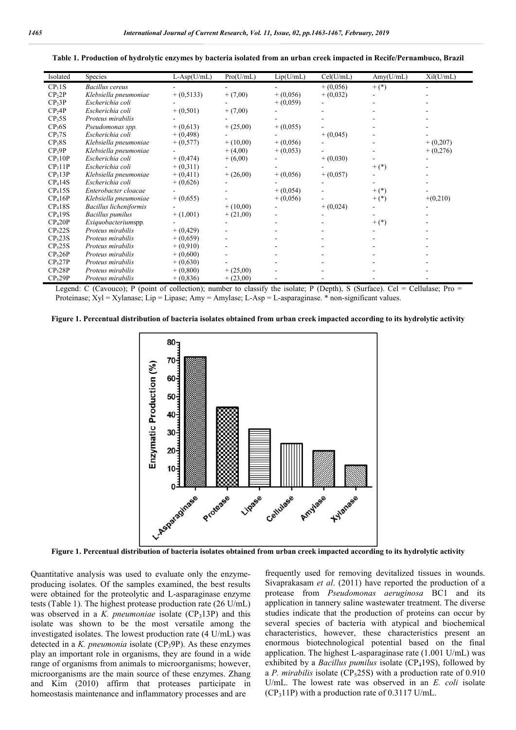**Table 1. Production of hydrolytic enzymes by bacteria isolated from an urban creek impacted in Recife/Pernambuco, Brazil**

| Isolated | Species | L-Asp(U/mL) | Pro(U/mL) | Lip(U/mL) | Cel(U/mL) | Amy(U/mL) | Xil(U/mL) |
|---|---|---|---|---|---|---|---|
| $CP_1$1S | *Bacillus cereus* | - | - | - | + (0,056) | + (*) | - |
| $CP_2$2P | *Klebsiella pneumoniae* | + (0,5133) | + (7,00) | + (0,056) | + (0,032) | - | - |
| $CP_2$3P | *Escherichia coli* | - | - | + (0,059) | - | - | - |
| $CP_2$4P | *Escherichia coli* | + (0,501) | + (7,00) | - | - | - | - |
| $CP_3$5S | *Proteus mirabilis* | - | - | - | - | - | - |
| $CP_3$6S | *Pseudomonas spp.* | + (0,613) | + (25,00) | + (0,055) | - | - | - |
| $CP_3$7S | *Escherichia coli* | + (0,498) | - | - | + (0,045) | - | - |
| $CP_3$8S | *Klebsiella pneumoniae* | + (0,577) | + (10,00) | + (0,056) | - | - | + (0,207) |
| $CP_3$9P | *Klebsiella pneumoniae* | - | + (4,00) | + (0,053) | - | - | + (0,276) |
| $CP_3$10P | *Escherichia coli* | + (0,474) | + (6,00) | - | + (0,030) | - | - |
| $CP_3$11P | *Escherichia coli* | + (0,311) | - | - | - | + (*) | - |
| $CP_3$13P | *Klebsiella pneumoniae* | + (0,411) | + (26,00) | + (0,056) | + (0,057) | - | - |
| $CP_4$14S | *Escherichia coli* | + (0,626) | - | - | - | - | - |
| $CP_4$15S | *Enterobacter cloacae* | - | - | + (0,054) | - | + (*) | - |
| $CP_4$16P | *Klebsiella pneumoniae* | + (0,655) | - | + (0,056) | - | + (*) | +(0,210) |
| $CP_4$18S | *Bacillus licheniformis* | - | + (10,00) | - | + (0,024) | - | - |
| $CP_4$19S | *Bacillus pumilus* | + (1,001) | + (21,00) | - | - | - | - |
| $CP_4$20P | *Exiquobacterium*spp. | - | - | - | - | + (*) | - |
| $CP_5$22S | *Proteus mirabilis* | + (0,429) | - | - | - | - | - |
| $CP_5$23S | *Proteus mirabilis* | + (0,659) | - | - | - | - | - |
| $CP_5$25S | *Proteus mirabilis* | + (0,910) | - | - | - | - | - |
| $CP_5$26P | *Proteus mirabilis* | + (0,600) | - | - | - | - | - |
| $CP_5$27P | *Proteus mirabilis* | + (0,630) | - | - | - | - | - |
| $CP_5$28P | *Proteus mirabilis* | + (0,800) | + (25,00) | - | - | - | - |
| $CP_5$29P | *Proteus mirabilis* | + (0,836) | + (23,00) | - | - | - | - |

Legend: C (Cavouco); P (point of collection); number to classify the isolate; P (Depth), S (Surface). Cel = Cellulase; Pro = Proteinase; Xyl = Xylanase; Lip = Lipase; Amy = Amylase; L-Asp = L-asparaginase. * non-significant values.

**Figure 1. Percentual distribution of bacteria isolates obtained from urban creek impacted according to its hydrolytic activity**

**Figure 1. Percentual distribution of bacteria isolates obtained from urban creek impacted according to its hydrolytic activity**

Quantitative analysis was used to evaluate only the enzyme-producing isolates. Of the samples examined, the best results were obtained for the proteolytic and L-asparaginase enzyme tests (Table 1). The highest protease production rate (26 U/mL) was observed in a *K. pneumoniae* isolate ($CP_3$13P) and this isolate was shown to be the most versatile among the investigated isolates. The lowest production rate (4 U/mL) was detected in a *K. pneumonia* isolate ($CP_3$9P). As these enzymes play an important role in organisms, they are found in a wide range of organisms from animals to microorganisms; however, microorganisms are the main source of these enzymes. Zhang and Kim (2010) affirm that proteases participate in homeostasis maintenance and inflammatory processes and are frequently used for removing devitalized tissues in wounds. Sivaprakasam *et al*. (2011) have reported the production of a protease from *Pseudomonas aeruginosa* BC1 and its application in tannery saline wastewater treatment. The diverse studies indicate that the production of proteins can occur by several species of bacteria with atypical and biochemical characteristics, however, these characteristics present an enormous biotechnological potential based on the final application. The highest L-asparaginase rate (1.001 U/mL) was exhibited by a *Bacillus pumilus* isolate ($CP_4$19S), followed by a *P. mirabilis* isolate ($CP_5$25S) with a production rate of 0.910 U/mL. The lowest rate was observed in an *E. coli* isolate ($CP_3$11P) with a production rate of 0.3117 U/mL.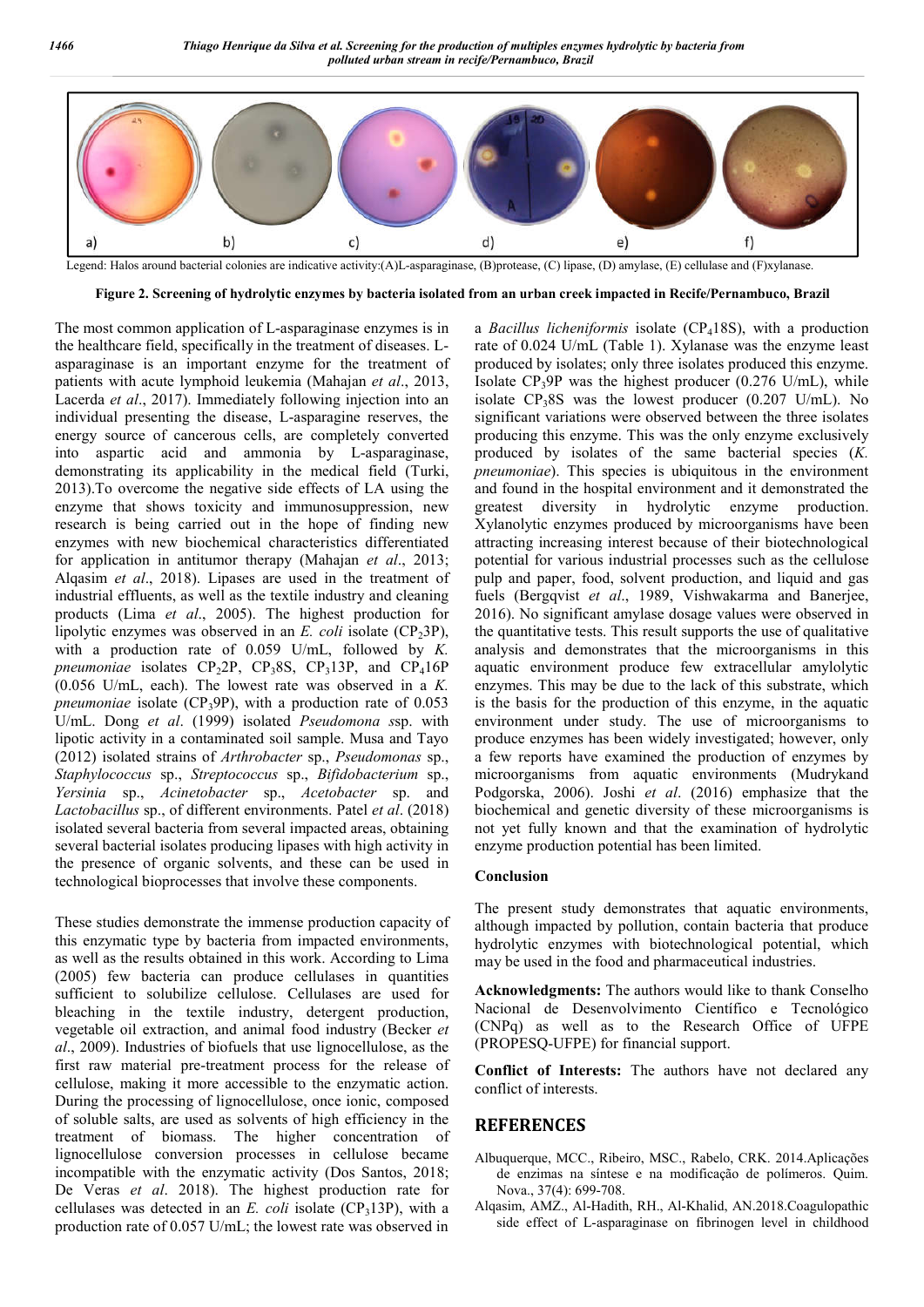Legend: Halos around bacterial colonies are indicative activity:(A)L-asparaginase, (B)protease, (C) lipase, (D) amylase, (E) cellulase and (F)xylanase.

**Figure 2. Screening of hydrolytic enzymes by bacteria isolated from an urban creek impacted in Recife/Pernambuco, Brazil**

The most common application of L-asparaginase enzymes is in the healthcare field, specifically in the treatment of diseases. L-asparaginase is an important enzyme for the treatment of patients with acute lymphoid leukemia (Mahajan *et al*., 2013, Lacerda *et al*., 2017). Immediately following injection into an individual presenting the disease, L-asparagine reserves, the energy source of cancerous cells, are completely converted into aspartic acid and ammonia by L-asparaginase, demonstrating its applicability in the medical field (Turki, 2013).To overcome the negative side effects of LA using the enzyme that shows toxicity and immunosuppression, new research is being carried out in the hope of finding new enzymes with new biochemical characteristics differentiated for application in antitumor therapy (Mahajan *et al*., 2013; Alqasim *et al*., 2018). Lipases are used in the treatment of industrial effluents, as well as the textile industry and cleaning products (Lima *et al*., 2005). The highest production for lipolytic enzymes was observed in an *E. coli* isolate ($CP_2$3P), with a production rate of 0.059 U/mL, followed by *K. pneumoniae* isolates $CP_2$2P, $CP_3$8S, $CP_3$13P, and $CP_4$16P (0.056 U/mL, each). The lowest rate was observed in a *K. pneumoniae* isolate ($CP_3$9P), with a production rate of 0.053 U/mL. Dong *et al*. (1999) isolated *Pseudomona s*sp. with lipotic activity in a contaminated soil sample. Musa and Tayo (2012) isolated strains of *Arthrobacter* sp., *Pseudomonas* sp., *Staphylococcus* sp., *Streptococcus* sp., *Bifidobacterium* sp., *Yersinia* sp., *Acinetobacter* sp., *Acetobacter* sp. and *Lactobacillus* sp., of different environments. Patel *et al*. (2018) isolated several bacteria from several impacted areas, obtaining several bacterial isolates producing lipases with high activity in the presence of organic solvents, and these can be used in technological bioprocesses that involve these components.

These studies demonstrate the immense production capacity of this enzymatic type by bacteria from impacted environments, as well as the results obtained in this work. According to Lima (2005) few bacteria can produce cellulases in quantities sufficient to solubilize cellulose. Cellulases are used for bleaching in the textile industry, detergent production, vegetable oil extraction, and animal food industry (Becker *et al*., 2009). Industries of biofuels that use lignocellulose, as the first raw material pre-treatment process for the release of cellulose, making it more accessible to the enzymatic action. During the processing of lignocellulose, once ionic, composed of soluble salts, are used as solvents of high efficiency in the treatment of biomass. The higher concentration of lignocellulose conversion processes in cellulose became incompatible with the enzymatic activity (Dos Santos, 2018; De Veras *et al*. 2018). The highest production rate for cellulases was detected in an *E. coli* isolate ($CP_3$13P), with a production rate of 0.057 U/mL; the lowest rate was observed in a *Bacillus licheniformis* isolate ($CP_4$18S), with a production rate of 0.024 U/mL (Table 1). Xylanase was the enzyme least produced by isolates; only three isolates produced this enzyme. Isolate $CP_3$9P was the highest producer (0.276 U/mL), while isolate $CP_3$8S was the lowest producer (0.207 U/mL). No significant variations were observed between the three isolates producing this enzyme. This was the only enzyme exclusively produced by isolates of the same bacterial species (*K. pneumoniae*). This species is ubiquitous in the environment and found in the hospital environment and it demonstrated the greatest diversity in hydrolytic enzyme production. Xylanolytic enzymes produced by microorganisms have been attracting increasing interest because of their biotechnological potential for various industrial processes such as the cellulose pulp and paper, food, solvent production, and liquid and gas fuels (Bergqvist *et al*., 1989, Vishwakarma and Banerjee, 2016). No significant amylase dosage values were observed in the quantitative tests. This result supports the use of qualitative analysis and demonstrates that the microorganisms in this aquatic environment produce few extracellular amylolytic enzymes. This may be due to the lack of this substrate, which is the basis for the production of this enzyme, in the aquatic environment under study. The use of microorganisms to produce enzymes has been widely investigated; however, only a few reports have examined the production of enzymes by microorganisms from aquatic environments (Mudrykand Podgorska, 2006). Joshi *et al*. (2016) emphasize that the biochemical and genetic diversity of these microorganisms is not yet fully known and that the examination of hydrolytic enzyme production potential has been limited.

## Conclusion

The present study demonstrates that aquatic environments, although impacted by pollution, contain bacteria that produce hydrolytic enzymes with biotechnological potential, which may be used in the food and pharmaceutical industries.

**Acknowledgments:** The authors would like to thank Conselho Nacional de Desenvolvimento Científico e Tecnológico (CNPq) as well as to the Research Office of UFPE (PROPESQ-UFPE) for financial support.

**Conflict of Interests:** The authors have not declared any conflict of interests.

## REFERENCES

Albuquerque, MCC., Ribeiro, MSC., Rabelo, CRK. 2014.Aplicações de enzimas na síntese e na modificação de polímeros. Quim. Nova., 37(4): 699-708.

Alqasim, AMZ., Al-Hadith, RH., Al-Khalid, AN.2018.Coagulopathic side effect of L-asparaginase on fibrinogen level in childhood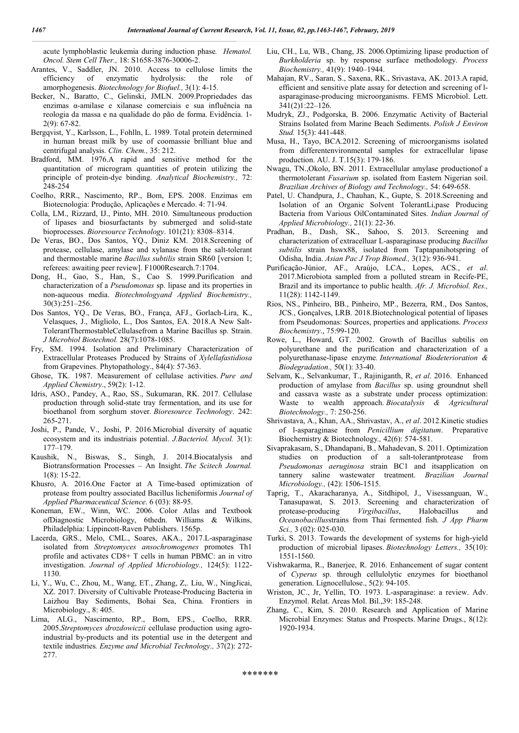acute lymphoblastic leukemia during induction phase. *Hematol. Oncol. Stem Cell Ther.,* 18: S1658-3876-30006-2.

Arantes, V., Saddler, JN. 2010. Access to cellulose limits the efficiency of enzymatic hydrolysis: the role of amorphogenesis. *Biotechnology for Biofuel.,* 3(1): 4-15.

Becker, N., Baratto, C., Gelinski, JMLN. 2009.Propriedades das enzimas α-amilase e xilanase comerciais e sua influência na reologia da massa e na qualidade do pão de forma. Evidência. 1-2(9): 67-82.

Bergqvist, Y., Karlsson, L., Fohlln, L. 1989. Total protein determined in human breast milk by use of coomassie brilliant blue and centrifugal analysis. *Clin. Chem.,* 35: 212.

Bradford, MM. 1976.A rapid and sensitive method for the quantitation of microgram quantities of protein utilizing the principle of protein-dye binding. *Analytical Biochemistry.,* 72: 248-254

Coelho, RRR., Nascimento, RP., Bom, EPS. 2008. Enzimas em Biotecnologia: Produção, Aplicações e Mercado. 4: 71-94.

Colla, LM., Rizzard, IJ., Pinto, MH. 2010. Simultaneous production of lipases and biosurfactants by submerged and solid-state bioprocesses. *Bioresource Technology*. 101(21): 8308–8314.

De Veras, BO., Dos Santos, YQ., Diniz KM. 2018.Screening of protease, cellulase, amylase and xylanase from the salt-tolerant and thermostable marine *Bacillus subtilis* strain SR60 [version 1; referees: awaiting peer review]. F1000Research.7:1704.

Dong, H., Gao, S., Han, S., Cao S. 1999.Purification and characterization of a *Pseudomonas* sp. lipase and its properties in non-aqueous media. *Biotechnologyand Applied Biochemistry.,* 30(3):251–256.

Dos Santos, YQ., De Veras, BO., França, AFJ., Gorlach-Lira, K., Velasques, J., Migliolo, L., Dos Santos, EA. 2018.A New Salt-TolerantThermostableCellulasefrom a Marine Bacillus sp. Strain. *J Microbiol Biotechnol.* 28(7):1078-1085.

Fry, SM. 1994. Isolation and Preliminary Characterization of Extracellular Proteases Produced by Strains of *Xylellafastidiosa* from Grapevines. Phytopathology., 84(4): 57-363.

Ghose, TK. 1987. Measurement of cellulase activities. *Pure and Applied Chemistry*., 59(2): 1-12.

Idris, ASO., Pandey, A., Rao, SS., Sukumaran, RK. 2017. Cellulase production through solid-state tray fermentation, and its use for bioethanol from sorghum stover. *Bioresource Technology*. 242: 265-271.

Joshi, P., Pande, V., Joshi, P. 2016.Microbial diversity of aquatic ecosystem and its industriais potential. *J.Bacteriol. Mycol.* 3(1): 177–179.

Kaushik, N., Biswas, S., Singh, J. 2014.Biocatalysis and Biotransformation Processes – An Insight. *The Scitech Journal.* 1(8): 15-22.

Khusro, A. 2016.One Factor at A Time-based optimization of protease from poultry associated Bacillus licheniformis *Journal of Applied Pharmaceutical Science*. 6 (03): 88-95.

Koneman, EW., Winn, WC. 2006. Color Atlas and Textbook ofDiagnostic Microbiology, 6thedn. Williams & Wilkins, Philadelphia: Lippincott-Raven Publishers. 1565p.

Lacerda, GRS., Melo, CML., Soares, AKA., 2017.L-asparaginase isolated from *Streptomyces ansochromogenes* promotes Th1 profile and activates CD8+ T cells in human PBMC: an in vitro investigation. *Journal of Applied Microbiology.,* 124(5): 1122-1130.

Li, Y., Wu, C., Zhou, M., Wang, ET., Zhang, Z,. Liu, W., NingJicai, XZ. 2017. Diversity of Cultivable Protease-Producing Bacteria in Laizhou Bay Sediments, Bohai Sea, China. Frontiers in Microbiology., 8: 405.

Lima, ALG., Nascimento, RP., Bom, EPS., Coelho, RRR. 2005.*Streptomyces drozdowiczii* cellulase production using agro-industrial by-products and its potential use in the detergent and textile industries. *Enzyme and Microbial Technology.,* 37(2): 272-277.

Liu, CH., Lu, WB., Chang, JS. 2006.Optimizing lipase production of *Burkholderia* sp. by response surface methodology. *Process Biochemistry.,* 41(9): 1940–1944.

Mahajan, RV., Saran, S., Saxena, RK., Srivastava, AK. 2013.A rapid, efficient and sensitive plate assay for detection and screening of l-asparaginase-producing microorganisms. FEMS Microbiol. Lett. 341(2)1:22–126.

Mudryk, ZJ., Podgorska, B. 2006. Enzymatic Activity of Bacterial Strains Isolated from Marine Beach Sediments. *Polish J Environ Stud.* 15(3): 441-448.

Musa, H., Tayo, BCA.2012. Screening of microorganisms isolated from differentenvironmental samples for extracellular lipase production. AU. J. T.15(3): 179-186.

Nwagu, TN.,Okolo, BN. 2011. Extracellular amylase productionof a thermotolerant *Fusarium* sp. isolated from Eastern Nigerian soil. *Brazilian Archives of Biology and Technology.,* 54: 649-658.

Patel, U. Chandpura, J., Chauhan, K., Gupte, S. 2018.Screening and Isolation of an Organic Solvent TolerantLi,pase Producing Bacteria from Various OilContaminated Sites. *Indian Journal of Applied Microbiology.,* 21(1): 22-36.

Pradhan, B., Dash, SK., Sahoo, S. 2013. Screening and characterization of extracelluar L-asparaginase producing *Bacillus subtilis* strain hswx88, isolated from Taptapanihotspring of Odisha, India. *Asian Pac J Trop Biomed.,* 3(12): 936-941.

Purificação-Júnior, AF., Araújo, LCA., Lopes, ACS., *et al*. 2017.Microbiota sampled from a polluted stream in Recife-PE, Brazil and its importance to public health. *Afr. J. Microbiol. Res.,* 11(28): 1142-1149.

Rios, NS., Pinheiro, BB., Pinheiro, MP., Bezerra, RM., Dos Santos, JCS., Gonçalves, LRB. 2018.Biotechnological potential of lipases from Pseudomonas: Sources, properties and applications. *Process Biochemistry*., 75:99-120.

Rowe, L., Howard, GT. 2002. Growth of Bacillus subtilis on polyurethane and the purification and characterization of a polyurethanase-lipase enzyme*. International Biodeterioration & Biodegradation.,* 50(1): 33-40.

Selvam, K., Selvankumar, T., Rajiniganth, R, *et al*. 2016. Enhanced production of amylase from *Bacillus* sp. using groundnut shell and cassava waste as a substrate under process optimization: Waste to wealth approach. *Biocatalysis & Agricultural Biotechnology.,* 7: 250-256.

Shrivastava, A., Khan, AA., Shrivastav, A., *et al*. 2012.Kinetic studies of l-asparaginase from *Penicillium digitatum*. Preparative Biochemistry & Biotechnology*.,* 42(6): 574-581.

Sivaprakasam, S., Dhandapani, B., Mahadevan, S. 2011. Optimization studies on production of a salt-tolerantprotease from *Pseudomonas aeruginosa* strain BC1 and itsapplication on tannery saline wastewater treatment. *Brazilian Journal Microbiology.,* (42): 1506-1515.

Taprig, T., Akaracharanya, A., Sitdhipol, J., Visessanguan, W., Tanasupawat, S. 2013. Screening and characterization of protease-producing *Virgibacillus*, Halobacillus and *Oceanobacillus*strains from Thai fermented fish*. J App Pharm Sci.,* 3 (02): 025-030.

Turki, S. 2013. Towards the development of systems for high-yield production of microbial lipases. *Biotechnology Letters.,* 35(10): 1551-1560.

Vishwakarma, R., Banerjee, R. 2016. Enhancement of sugar content of *Cyperus* sp. through cellulolytic enzymes for bioethanol generation. Lignocellulose., 5(2): 94-105.

Wriston, JC., Jr, Yellin, TO. 1973. L-asparaginase: a review. Adv. Enzymol. Relat. Areas Mol. Bil.,39: 185-248.

Zhang, C., Kim, S. 2010. Research and Application of Marine Microbial Enzymes: Status and Prospects. Marine Drugs., 8(12): 1920-1934.

\*\*\*\*\*\*\*